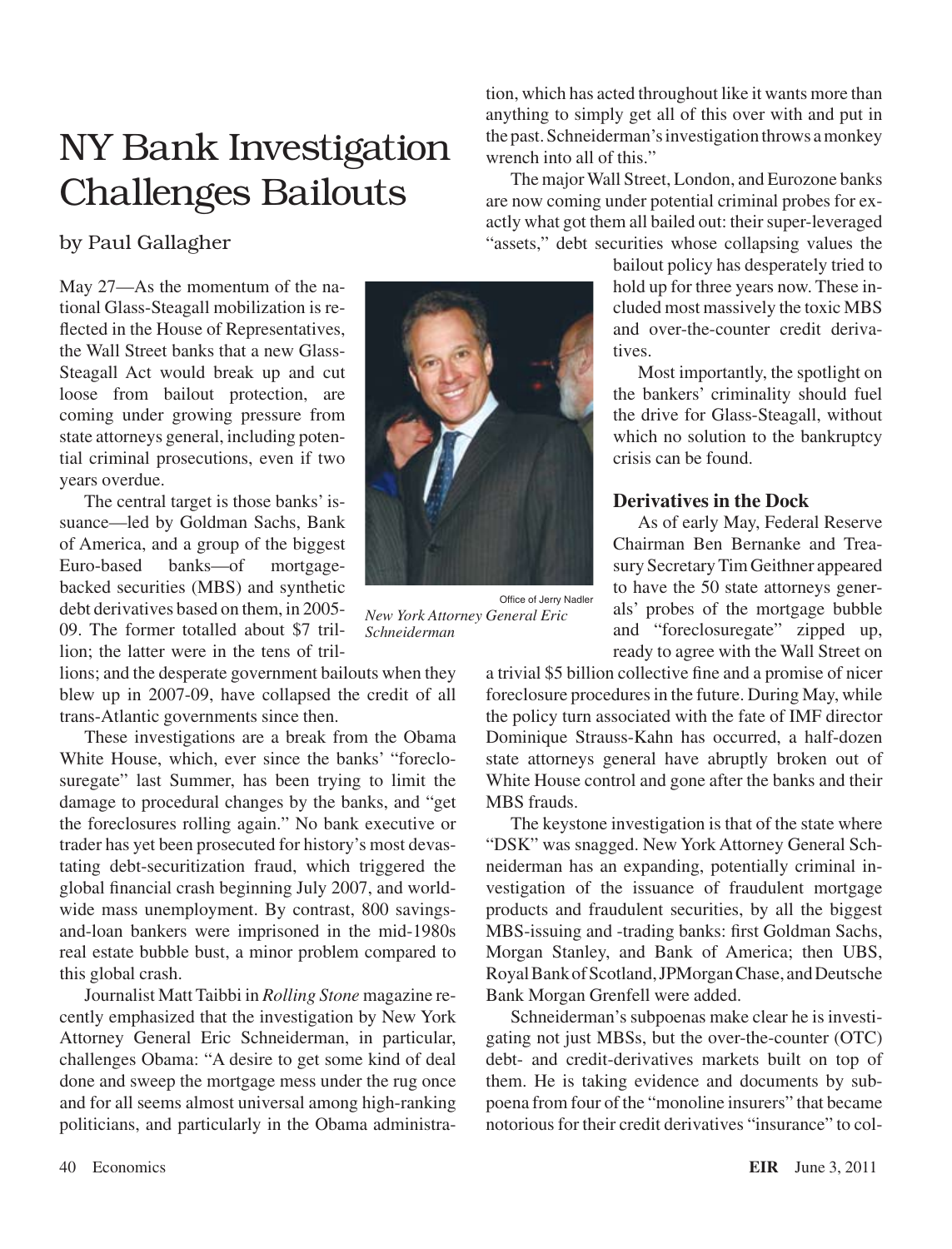# NY Bank Investigation Challenges Bailouts

by Paul Gallagher

May 27—As the momentum of the national Glass-Steagall mobilization is reflected in the House of Representatives, the Wall Street banks that a new Glass-Steagall Act would break up and cut loose from bailout protection, are coming under growing pressure from state attorneys general, including potential criminal prosecutions, even if two years overdue.

The central target is those banks' issuance—led by Goldman Sachs, Bank of America, and a group of the biggest Euro-based banks—of mortgage-backed securities (MBS) and synthetic debt derivatives based on them, in 2005-09. The former totalled about $7 trillion; the latter were in the tens of trillions; and the desperate government bailouts when they blew up in 2007-09, have collapsed the credit of all trans-Atlantic governments since then.

These investigations are a break from the Obama White House, which, ever since the banks' "foreclosuregate" last Summer, has been trying to limit the damage to procedural changes by the banks, and "get the foreclosures rolling again." No bank executive or trader has yet been prosecuted for history's most devastating debt-securitization fraud, which triggered the global financial crash beginning July 2007, and worldwide mass unemployment. By contrast, 800 savings-and-loan bankers were imprisoned in the mid-1980s real estate bubble bust, a minor problem compared to this global crash.

Journalist Matt Taibbi in *Rolling Stone* magazine recently emphasized that the investigation by New York Attorney General Eric Schneiderman, in particular, challenges Obama: "A desire to get some kind of deal done and sweep the mortgage mess under the rug once and for all seems almost universal among high-ranking politicians, and particularly in the Obama administration, which has acted throughout like it wants more than anything to simply get all of this over with and put in the past. Schneiderman's investigation throws a monkey wrench into all of this."

Office of Jerry Nadler

*New York Attorney General Eric Schneiderman*

The major Wall Street, London, and Eurozone banks are now coming under potential criminal probes for exactly what got them all bailed out: their super-leveraged "assets," debt securities whose collapsing values the bailout policy has desperately tried to hold up for three years now. These included most massively the toxic MBS and over-the-counter credit derivatives.

Most importantly, the spotlight on the bankers' criminality should fuel the drive for Glass-Steagall, without which no solution to the bankruptcy crisis can be found.

## Derivatives in the Dock

As of early May, Federal Reserve Chairman Ben Bernanke and Treasury Secretary Tim Geithner appeared to have the 50 state attorneys generals' probes of the mortgage bubble and "foreclosuregate" zipped up, ready to agree with the Wall Street on a trivial $5 billion collective fine and a promise of nicer foreclosure procedures in the future. During May, while the policy turn associated with the fate of IMF director Dominique Strauss-Kahn has occurred, a half-dozen state attorneys general have abruptly broken out of White House control and gone after the banks and their MBS frauds.

The keystone investigation is that of the state where "DSK" was snagged. New York Attorney General Schneiderman has an expanding, potentially criminal investigation of the issuance of fraudulent mortgage products and fraudulent securities, by all the biggest MBS-issuing and -trading banks: first Goldman Sachs, Morgan Stanley, and Bank of America; then UBS, Royal Bank of Scotland, JPMorgan Chase, and Deutsche Bank Morgan Grenfell were added.

Schneiderman's subpoenas make clear he is investigating not just MBSs, but the over-the-counter (OTC) debt- and credit-derivatives markets built on top of them. He is taking evidence and documents by subpoena from four of the "monoline insurers" that became notorious for their credit derivatives "insurance" to col-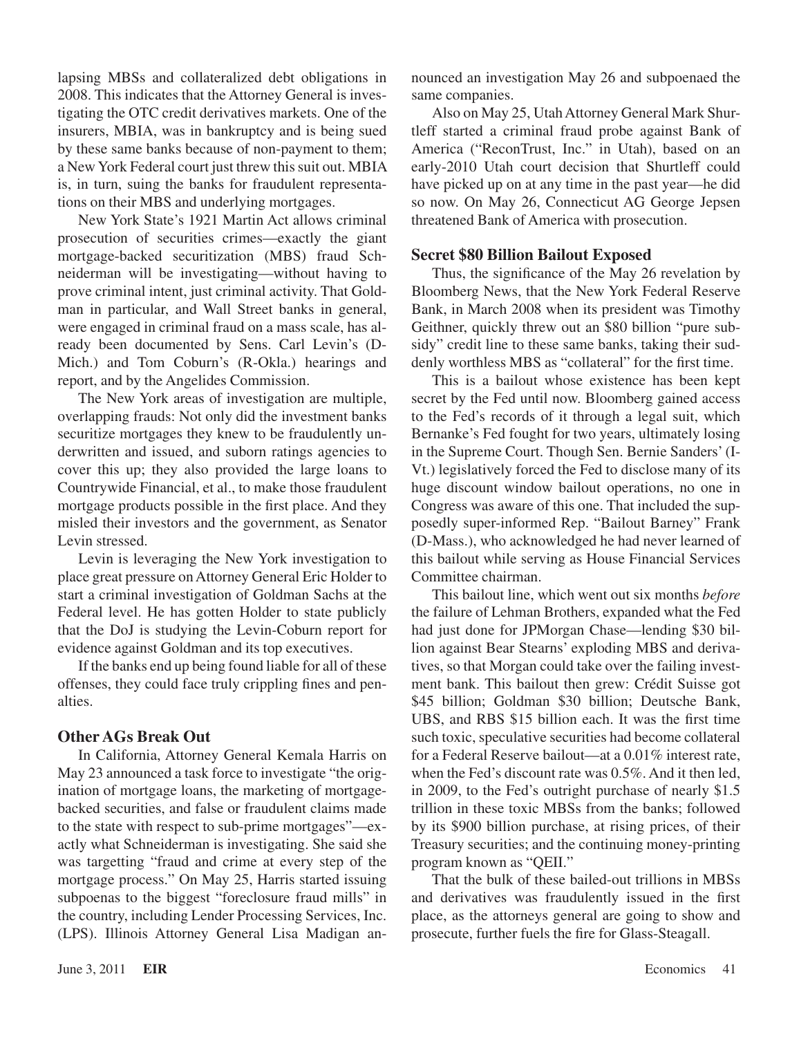lapsing MBSs and collateralized debt obligations in 2008. This indicates that the Attorney General is investigating the OTC credit derivatives markets. One of the insurers, MBIA, was in bankruptcy and is being sued by these same banks because of non-payment to them; a New York Federal court just threw this suit out. MBIA is, in turn, suing the banks for fraudulent representations on their MBS and underlying mortgages.

New York State's 1921 Martin Act allows criminal prosecution of securities crimes—exactly the giant mortgage-backed securitization (MBS) fraud Schneiderman will be investigating—without having to prove criminal intent, just criminal activity. That Goldman in particular, and Wall Street banks in general, were engaged in criminal fraud on a mass scale, has already been documented by Sens. Carl Levin's (D-Mich.) and Tom Coburn's (R-Okla.) hearings and report, and by the Angelides Commission.

The New York areas of investigation are multiple, overlapping frauds: Not only did the investment banks securitize mortgages they knew to be fraudulently underwritten and issued, and suborn ratings agencies to cover this up; they also provided the large loans to Countrywide Financial, et al., to make those fraudulent mortgage products possible in the first place. And they misled their investors and the government, as Senator Levin stressed.

Levin is leveraging the New York investigation to place great pressure on Attorney General Eric Holder to start a criminal investigation of Goldman Sachs at the Federal level. He has gotten Holder to state publicly that the DoJ is studying the Levin-Coburn report for evidence against Goldman and its top executives.

If the banks end up being found liable for all of these offenses, they could face truly crippling fines and penalties.

## Other AGs Break Out

In California, Attorney General Kemala Harris on May 23 announced a task force to investigate "the origination of mortgage loans, the marketing of mortgage-backed securities, and false or fraudulent claims made to the state with respect to sub-prime mortgages"—exactly what Schneiderman is investigating. She said she was targetting "fraud and crime at every step of the mortgage process." On May 25, Harris started issuing subpoenas to the biggest "foreclosure fraud mills" in the country, including Lender Processing Services, Inc. (LPS). Illinois Attorney General Lisa Madigan announced an investigation May 26 and subpoenaed the same companies.

Also on May 25, Utah Attorney General Mark Shurtleff started a criminal fraud probe against Bank of America ("ReconTrust, Inc." in Utah), based on an early-2010 Utah court decision that Shurtleff could have picked up on at any time in the past year—he did so now. On May 26, Connecticut AG George Jepsen threatened Bank of America with prosecution.

## Secret $80 Billion Bailout Exposed

Thus, the significance of the May 26 revelation by Bloomberg News, that the New York Federal Reserve Bank, in March 2008 when its president was Timothy Geithner, quickly threw out an $80 billion "pure subsidy" credit line to these same banks, taking their suddenly worthless MBS as "collateral" for the first time.

This is a bailout whose existence has been kept secret by the Fed until now. Bloomberg gained access to the Fed's records of it through a legal suit, which Bernanke's Fed fought for two years, ultimately losing in the Supreme Court. Though Sen. Bernie Sanders' (I-Vt.) legislatively forced the Fed to disclose many of its huge discount window bailout operations, no one in Congress was aware of this one. That included the supposedly super-informed Rep. "Bailout Barney" Frank (D-Mass.), who acknowledged he had never learned of this bailout while serving as House Financial Services Committee chairman.

This bailout line, which went out six months *before* the failure of Lehman Brothers, expanded what the Fed had just done for JPMorgan Chase—lending $30 billion against Bear Stearns' exploding MBS and derivatives, so that Morgan could take over the failing investment bank. This bailout then grew: Crédit Suisse got $45 billion; Goldman $30 billion; Deutsche Bank, UBS, and RBS $15 billion each. It was the first time such toxic, speculative securities had become collateral for a Federal Reserve bailout—at a 0.01% interest rate, when the Fed's discount rate was 0.5%. And it then led, in 2009, to the Fed's outright purchase of nearly $1.5 trillion in these toxic MBSs from the banks; followed by its $900 billion purchase, at rising prices, of their Treasury securities; and the continuing money-printing program known as "QEII."

That the bulk of these bailed-out trillions in MBSs and derivatives was fraudulently issued in the first place, as the attorneys general are going to show and prosecute, further fuels the fire for Glass-Steagall.